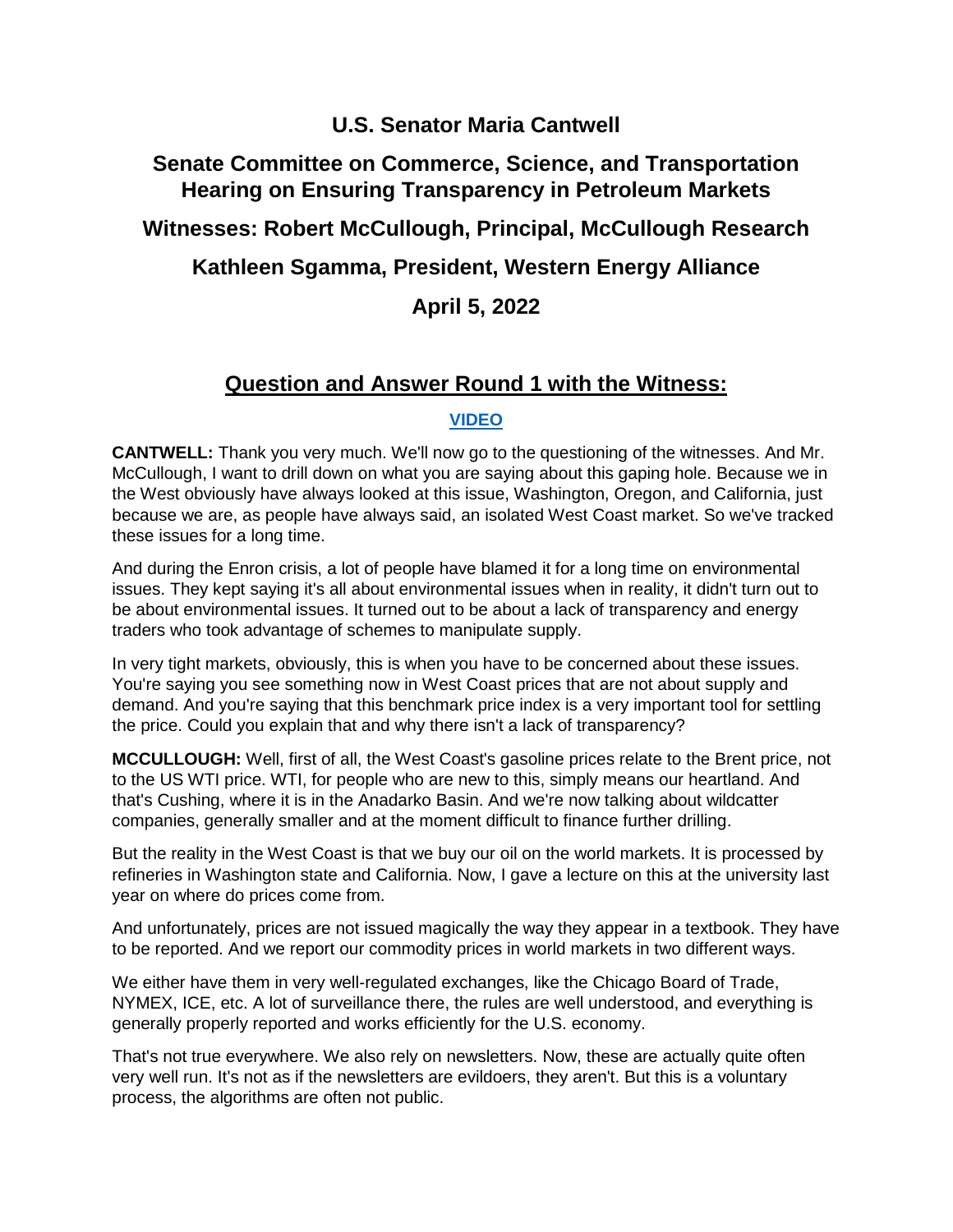# U.S. Senator Maria Cantwell

## Senate Committee on Commerce, Science, and Transportation Hearing on Ensuring Transparency in Petroleum Markets

## Witnesses: Robert McCullough, Principal, McCullough Research

## Kathleen Sgamma, President, Western Energy Alliance

## April 5, 2022

### Question and Answer Round 1 with the Witness:

[VIDEO]

**CANTWELL:** Thank you very much. We'll now go to the questioning of the witnesses. And Mr. McCullough, I want to drill down on what you are saying about this gaping hole. Because we in the West obviously have always looked at this issue, Washington, Oregon, and California, just because we are, as people have always said, an isolated West Coast market. So we've tracked these issues for a long time.

And during the Enron crisis, a lot of people have blamed it for a long time on environmental issues. They kept saying it's all about environmental issues when in reality, it didn't turn out to be about environmental issues. It turned out to be about a lack of transparency and energy traders who took advantage of schemes to manipulate supply.

In very tight markets, obviously, this is when you have to be concerned about these issues. You're saying you see something now in West Coast prices that are not about supply and demand. And you're saying that this benchmark price index is a very important tool for settling the price. Could you explain that and why there isn't a lack of transparency?

**MCCULLOUGH:** Well, first of all, the West Coast's gasoline prices relate to the Brent price, not to the US WTI price. WTI, for people who are new to this, simply means our heartland. And that's Cushing, where it is in the Anadarko Basin. And we're now talking about wildcatter companies, generally smaller and at the moment difficult to finance further drilling.

But the reality in the West Coast is that we buy our oil on the world markets. It is processed by refineries in Washington state and California. Now, I gave a lecture on this at the university last year on where do prices come from.

And unfortunately, prices are not issued magically the way they appear in a textbook. They have to be reported. And we report our commodity prices in world markets in two different ways.

We either have them in very well-regulated exchanges, like the Chicago Board of Trade, NYMEX, ICE, etc. A lot of surveillance there, the rules are well understood, and everything is generally properly reported and works efficiently for the U.S. economy.

That's not true everywhere. We also rely on newsletters. Now, these are actually quite often very well run. It's not as if the newsletters are evildoers, they aren't. But this is a voluntary process, the algorithms are often not public.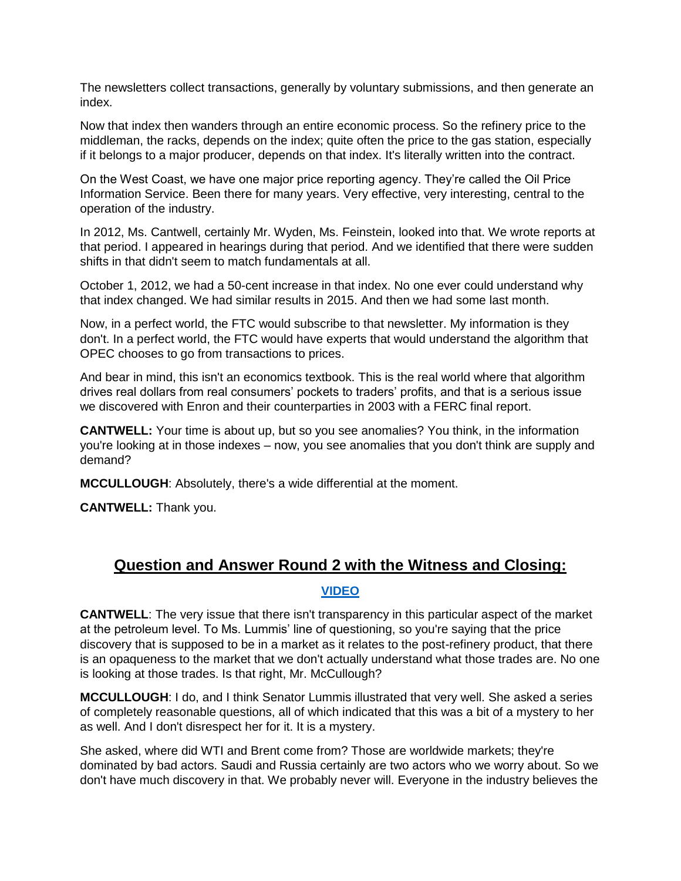The newsletters collect transactions, generally by voluntary submissions, and then generate an index.

Now that index then wanders through an entire economic process. So the refinery price to the middleman, the racks, depends on the index; quite often the price to the gas station, especially if it belongs to a major producer, depends on that index. It's literally written into the contract.

On the West Coast, we have one major price reporting agency. They're called the Oil Price Information Service. Been there for many years. Very effective, very interesting, central to the operation of the industry.

In 2012, Ms. Cantwell, certainly Mr. Wyden, Ms. Feinstein, looked into that. We wrote reports at that period. I appeared in hearings during that period. And we identified that there were sudden shifts in that didn't seem to match fundamentals at all.

October 1, 2012, we had a 50-cent increase in that index. No one ever could understand why that index changed. We had similar results in 2015. And then we had some last month.

Now, in a perfect world, the FTC would subscribe to that newsletter. My information is they don't. In a perfect world, the FTC would have experts that would understand the algorithm that OPEC chooses to go from transactions to prices.

And bear in mind, this isn't an economics textbook. This is the real world where that algorithm drives real dollars from real consumers' pockets to traders' profits, and that is a serious issue we discovered with Enron and their counterparties in 2003 with a FERC final report.

**CANTWELL:** Your time is about up, but so you see anomalies? You think, in the information you're looking at in those indexes – now, you see anomalies that you don't think are supply and demand?

**MCCULLOUGH**: Absolutely, there's a wide differential at the moment.

**CANTWELL:** Thank you.

## Question and Answer Round 2 with the Witness and Closing:

**VIDEO**

**CANTWELL**: The very issue that there isn't transparency in this particular aspect of the market at the petroleum level. To Ms. Lummis' line of questioning, so you're saying that the price discovery that is supposed to be in a market as it relates to the post-refinery product, that there is an opaqueness to the market that we don't actually understand what those trades are. No one is looking at those trades. Is that right, Mr. McCullough?

**MCCULLOUGH**: I do, and I think Senator Lummis illustrated that very well. She asked a series of completely reasonable questions, all of which indicated that this was a bit of a mystery to her as well. And I don't disrespect her for it. It is a mystery.

She asked, where did WTI and Brent come from? Those are worldwide markets; they're dominated by bad actors. Saudi and Russia certainly are two actors who we worry about. So we don't have much discovery in that. We probably never will. Everyone in the industry believes the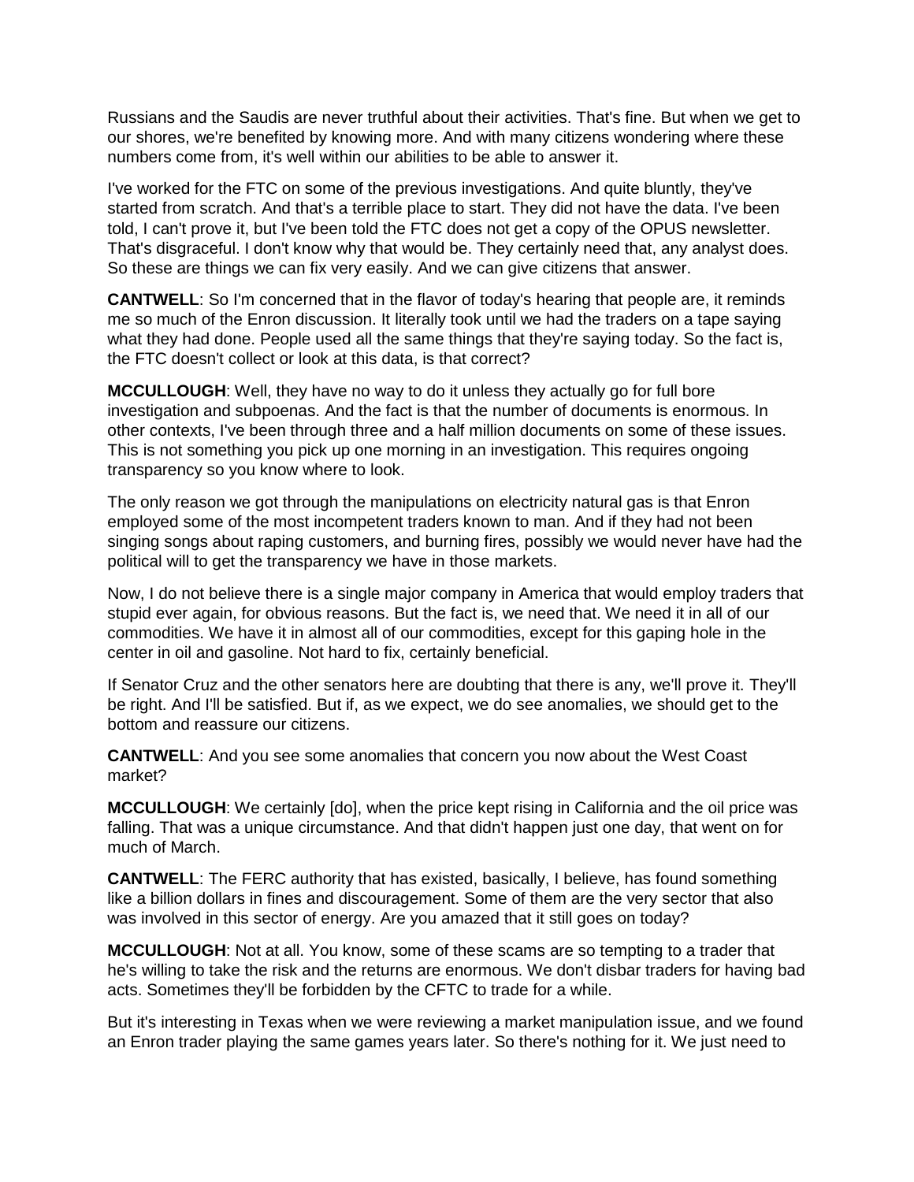Russians and the Saudis are never truthful about their activities. That's fine. But when we get to our shores, we're benefited by knowing more. And with many citizens wondering where these numbers come from, it's well within our abilities to be able to answer it.

I've worked for the FTC on some of the previous investigations. And quite bluntly, they've started from scratch. And that's a terrible place to start. They did not have the data. I've been told, I can't prove it, but I've been told the FTC does not get a copy of the OPUS newsletter. That's disgraceful. I don't know why that would be. They certainly need that, any analyst does. So these are things we can fix very easily. And we can give citizens that answer.

**CANTWELL**: So I'm concerned that in the flavor of today's hearing that people are, it reminds me so much of the Enron discussion. It literally took until we had the traders on a tape saying what they had done. People used all the same things that they're saying today. So the fact is, the FTC doesn't collect or look at this data, is that correct?

**MCCULLOUGH**: Well, they have no way to do it unless they actually go for full bore investigation and subpoenas. And the fact is that the number of documents is enormous. In other contexts, I've been through three and a half million documents on some of these issues. This is not something you pick up one morning in an investigation. This requires ongoing transparency so you know where to look.

The only reason we got through the manipulations on electricity natural gas is that Enron employed some of the most incompetent traders known to man. And if they had not been singing songs about raping customers, and burning fires, possibly we would never have had the political will to get the transparency we have in those markets.

Now, I do not believe there is a single major company in America that would employ traders that stupid ever again, for obvious reasons. But the fact is, we need that. We need it in all of our commodities. We have it in almost all of our commodities, except for this gaping hole in the center in oil and gasoline. Not hard to fix, certainly beneficial.

If Senator Cruz and the other senators here are doubting that there is any, we'll prove it. They'll be right. And I'll be satisfied. But if, as we expect, we do see anomalies, we should get to the bottom and reassure our citizens.

**CANTWELL**: And you see some anomalies that concern you now about the West Coast market?

**MCCULLOUGH**: We certainly [do], when the price kept rising in California and the oil price was falling. That was a unique circumstance. And that didn't happen just one day, that went on for much of March.

**CANTWELL**: The FERC authority that has existed, basically, I believe, has found something like a billion dollars in fines and discouragement. Some of them are the very sector that also was involved in this sector of energy. Are you amazed that it still goes on today?

**MCCULLOUGH**: Not at all. You know, some of these scams are so tempting to a trader that he's willing to take the risk and the returns are enormous. We don't disbar traders for having bad acts. Sometimes they'll be forbidden by the CFTC to trade for a while.

But it's interesting in Texas when we were reviewing a market manipulation issue, and we found an Enron trader playing the same games years later. So there's nothing for it. We just need to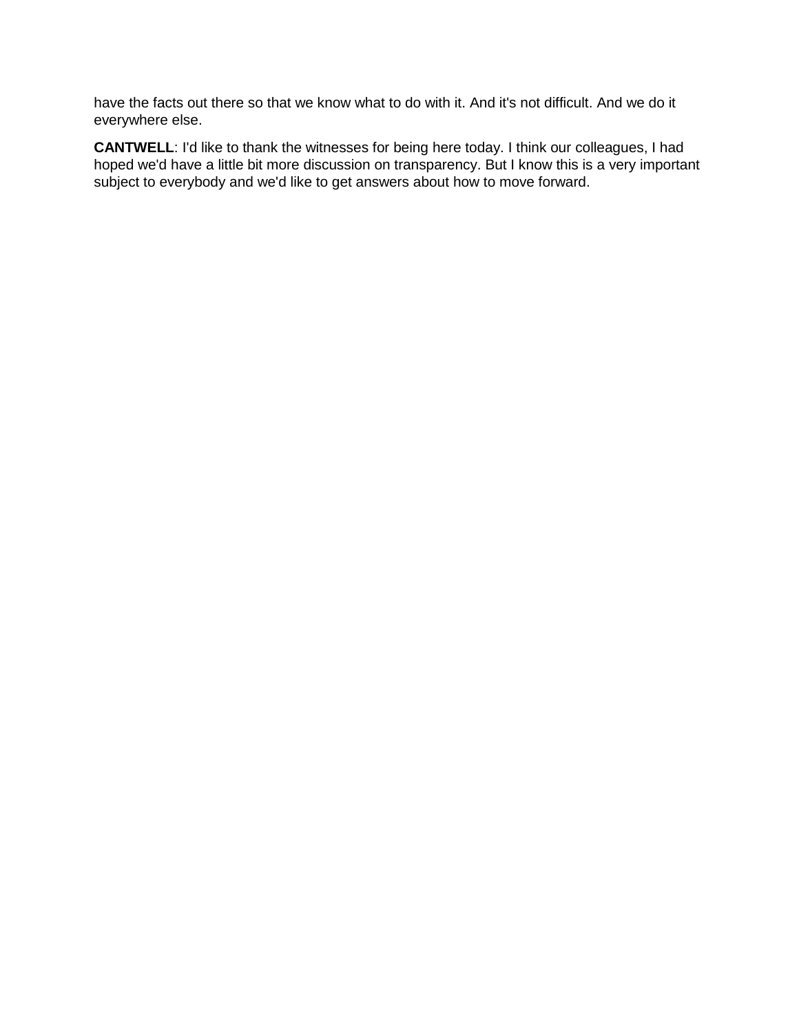have the facts out there so that we know what to do with it. And it's not difficult. And we do it everywhere else.

**CANTWELL**: I'd like to thank the witnesses for being here today. I think our colleagues, I had hoped we'd have a little bit more discussion on transparency. But I know this is a very important subject to everybody and we'd like to get answers about how to move forward.